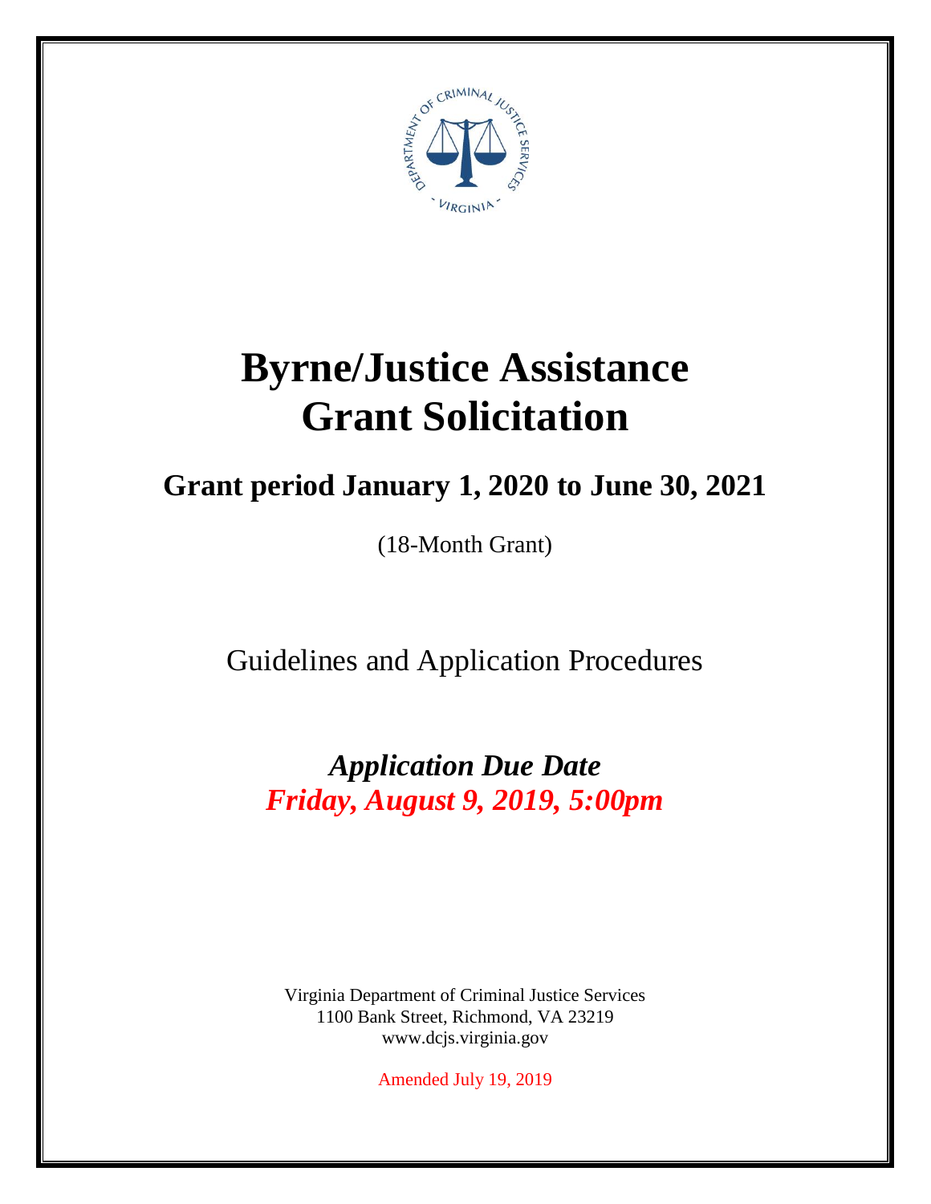# Byrne/Justice Assistance Grant Solicitation

## Grant period January 1, 2020 to June 30, 2021

(18-Month Grant)

Guidelines and Application Procedures

***Application Due Date***
***Friday, August 9, 2019, 5:00pm***

Virginia Department of Criminal Justice Services
1100 Bank Street, Richmond, VA 23219
www.dcjs.virginia.gov

Amended July 19, 2019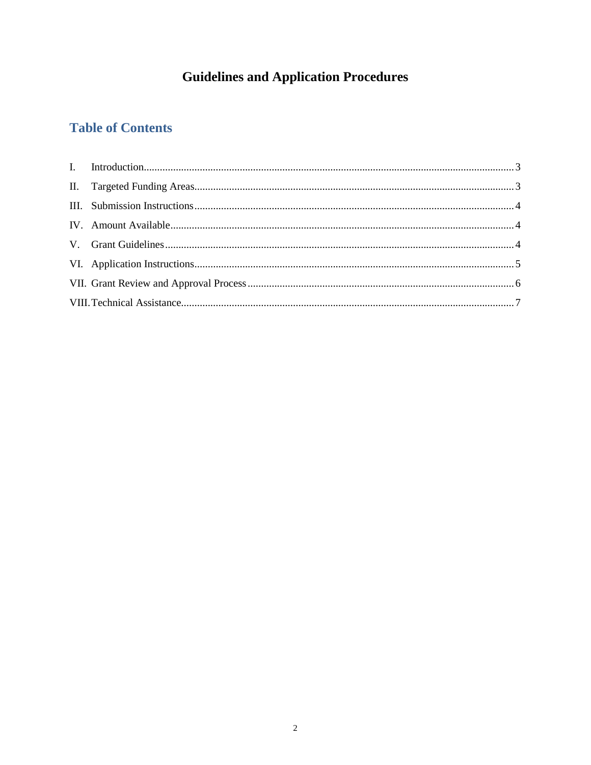# Guidelines and Application Procedures

## Table of Contents

I. Introduction........................................................................................................................ 3

II. Targeted Funding Areas...................................................................................................... 3

III. Submission Instructions..................................................................................................... 4

IV. Amount Available............................................................................................................... 4

V. Grant Guidelines.................................................................................................................. 4

VI. Application Instructions...................................................................................................... 5

VII. Grant Review and Approval Process.................................................................................. 6

VIII. Technical Assistance......................................................................................................... 7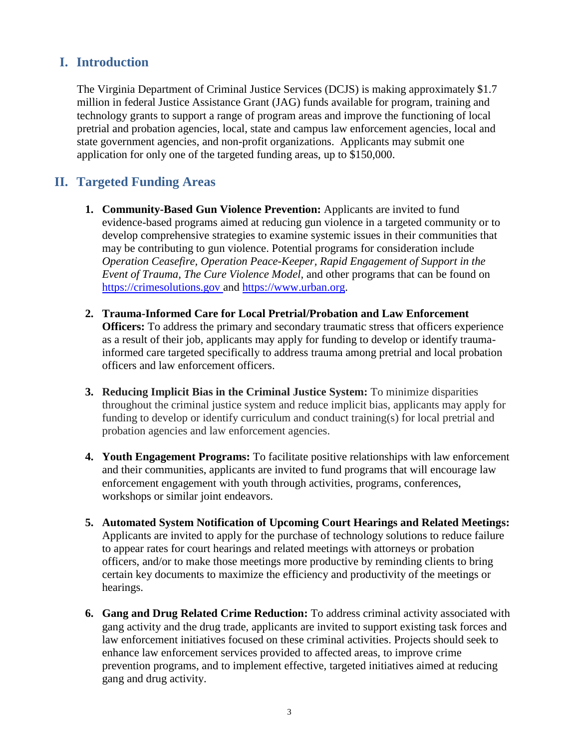## I. Introduction

The Virginia Department of Criminal Justice Services (DCJS) is making approximately $1.7 million in federal Justice Assistance Grant (JAG) funds available for program, training and technology grants to support a range of program areas and improve the functioning of local pretrial and probation agencies, local, state and campus law enforcement agencies, local and state government agencies, and non-profit organizations. Applicants may submit one application for only one of the targeted funding areas, up to $150,000.

## II. Targeted Funding Areas

1. **Community-Based Gun Violence Prevention:** Applicants are invited to fund evidence-based programs aimed at reducing gun violence in a targeted community or to develop comprehensive strategies to examine systemic issues in their communities that may be contributing to gun violence. Potential programs for consideration include *Operation Ceasefire, Operation Peace-Keeper, Rapid Engagement of Support in the Event of Trauma, The Cure Violence Model,* and other programs that can be found on [https://crimesolutions.gov](https://crimesolutions.gov) and [https://www.urban.org](https://www.urban.org).

2. **Trauma-Informed Care for Local Pretrial/Probation and Law Enforcement Officers:** To address the primary and secondary traumatic stress that officers experience as a result of their job, applicants may apply for funding to develop or identify trauma-informed care targeted specifically to address trauma among pretrial and local probation officers and law enforcement officers.

3. **Reducing Implicit Bias in the Criminal Justice System:** To minimize disparities throughout the criminal justice system and reduce implicit bias, applicants may apply for funding to develop or identify curriculum and conduct training(s) for local pretrial and probation agencies and law enforcement agencies.

4. **Youth Engagement Programs:** To facilitate positive relationships with law enforcement and their communities, applicants are invited to fund programs that will encourage law enforcement engagement with youth through activities, programs, conferences, workshops or similar joint endeavors.

5. **Automated System Notification of Upcoming Court Hearings and Related Meetings:** Applicants are invited to apply for the purchase of technology solutions to reduce failure to appear rates for court hearings and related meetings with attorneys or probation officers, and/or to make those meetings more productive by reminding clients to bring certain key documents to maximize the efficiency and productivity of the meetings or hearings.

6. **Gang and Drug Related Crime Reduction:** To address criminal activity associated with gang activity and the drug trade, applicants are invited to support existing task forces and law enforcement initiatives focused on these criminal activities. Projects should seek to enhance law enforcement services provided to affected areas, to improve crime prevention programs, and to implement effective, targeted initiatives aimed at reducing gang and drug activity.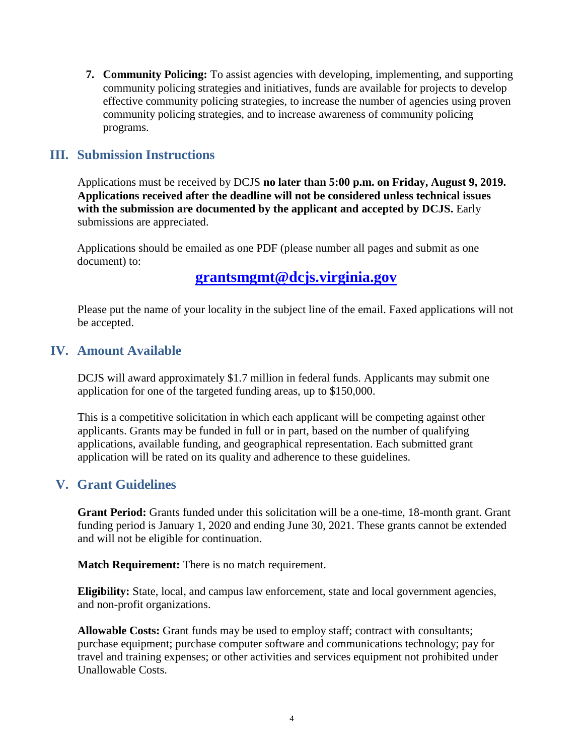7. **Community Policing:** To assist agencies with developing, implementing, and supporting community policing strategies and initiatives, funds are available for projects to develop effective community policing strategies, to increase the number of agencies using proven community policing strategies, and to increase awareness of community policing programs.

## III. Submission Instructions

Applications must be received by DCJS **no later than 5:00 p.m. on Friday, August 9, 2019. Applications received after the deadline will not be considered unless technical issues with the submission are documented by the applicant and accepted by DCJS.** Early submissions are appreciated.

Applications should be emailed as one PDF (please number all pages and submit as one document) to:

**grantsmgmt@dcjs.virginia.gov**

Please put the name of your locality in the subject line of the email. Faxed applications will not be accepted.

## IV. Amount Available

DCJS will award approximately $1.7 million in federal funds. Applicants may submit one application for one of the targeted funding areas, up to $150,000.

This is a competitive solicitation in which each applicant will be competing against other applicants. Grants may be funded in full or in part, based on the number of qualifying applications, available funding, and geographical representation. Each submitted grant application will be rated on its quality and adherence to these guidelines.

## V. Grant Guidelines

**Grant Period:** Grants funded under this solicitation will be a one-time, 18-month grant. Grant funding period is January 1, 2020 and ending June 30, 2021. These grants cannot be extended and will not be eligible for continuation.

**Match Requirement:** There is no match requirement.

**Eligibility:** State, local, and campus law enforcement, state and local government agencies, and non-profit organizations.

**Allowable Costs:** Grant funds may be used to employ staff; contract with consultants; purchase equipment; purchase computer software and communications technology; pay for travel and training expenses; or other activities and services equipment not prohibited under Unallowable Costs.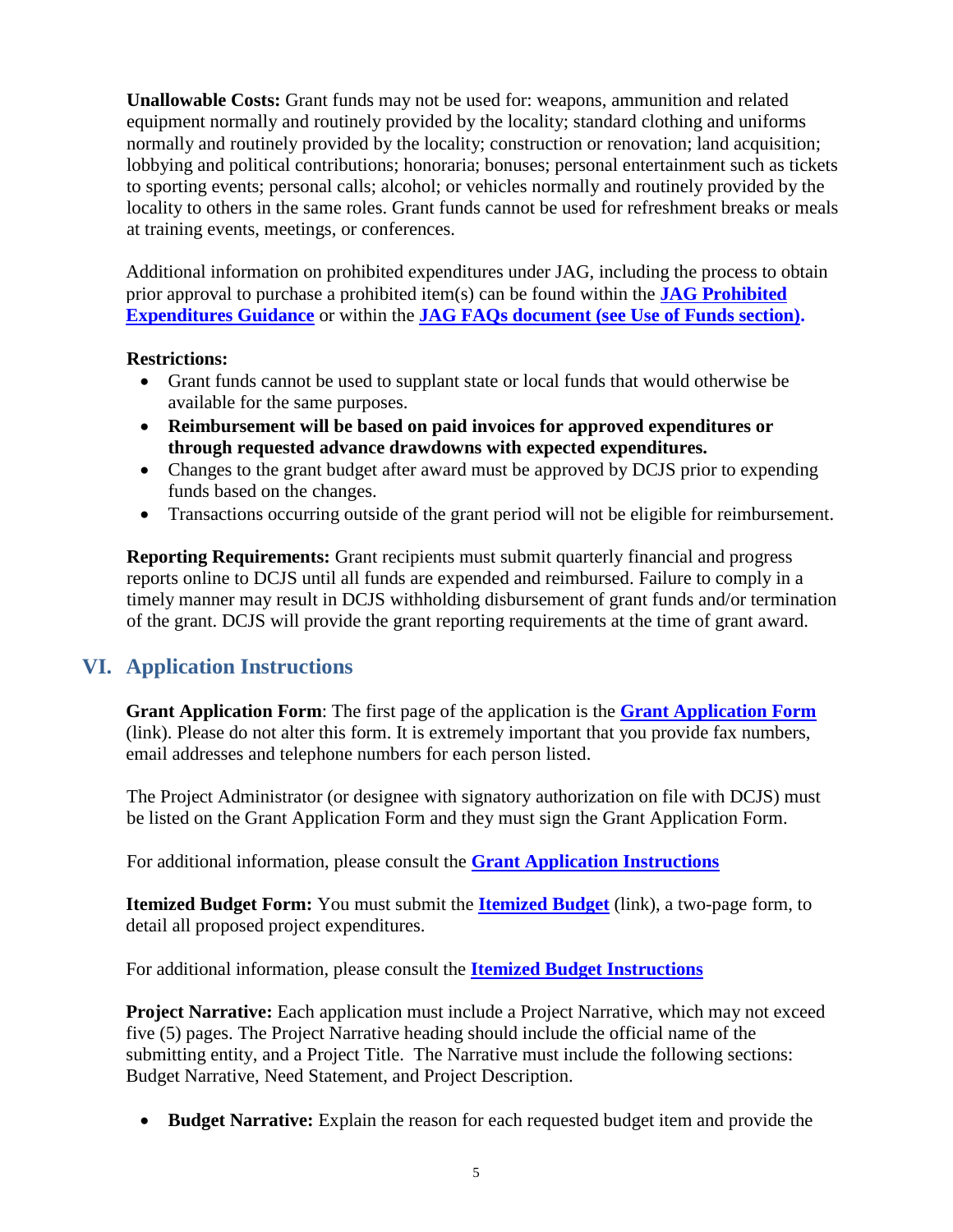**Unallowable Costs:** Grant funds may not be used for: weapons, ammunition and related equipment normally and routinely provided by the locality; standard clothing and uniforms normally and routinely provided by the locality; construction or renovation; land acquisition; lobbying and political contributions; honoraria; bonuses; personal entertainment such as tickets to sporting events; personal calls; alcohol; or vehicles normally and routinely provided by the locality to others in the same roles. Grant funds cannot be used for refreshment breaks or meals at training events, meetings, or conferences.

Additional information on prohibited expenditures under JAG, including the process to obtain prior approval to purchase a prohibited item(s) can be found within the **JAG Prohibited Expenditures Guidance** or within the **JAG FAQs document (see Use of Funds section).**

**Restrictions:**

- Grant funds cannot be used to supplant state or local funds that would otherwise be available for the same purposes.
- **Reimbursement will be based on paid invoices for approved expenditures or through requested advance drawdowns with expected expenditures.**
- Changes to the grant budget after award must be approved by DCJS prior to expending funds based on the changes.
- Transactions occurring outside of the grant period will not be eligible for reimbursement.

**Reporting Requirements:** Grant recipients must submit quarterly financial and progress reports online to DCJS until all funds are expended and reimbursed. Failure to comply in a timely manner may result in DCJS withholding disbursement of grant funds and/or termination of the grant. DCJS will provide the grant reporting requirements at the time of grant award.

## VI. Application Instructions

**Grant Application Form**: The first page of the application is the **Grant Application Form** (link). Please do not alter this form. It is extremely important that you provide fax numbers, email addresses and telephone numbers for each person listed.

The Project Administrator (or designee with signatory authorization on file with DCJS) must be listed on the Grant Application Form and they must sign the Grant Application Form.

For additional information, please consult the **Grant Application Instructions**

**Itemized Budget Form:** You must submit the **Itemized Budget** (link), a two-page form, to detail all proposed project expenditures.

For additional information, please consult the **Itemized Budget Instructions**

**Project Narrative:** Each application must include a Project Narrative, which may not exceed five (5) pages. The Project Narrative heading should include the official name of the submitting entity, and a Project Title. The Narrative must include the following sections: Budget Narrative, Need Statement, and Project Description.

- **Budget Narrative:** Explain the reason for each requested budget item and provide the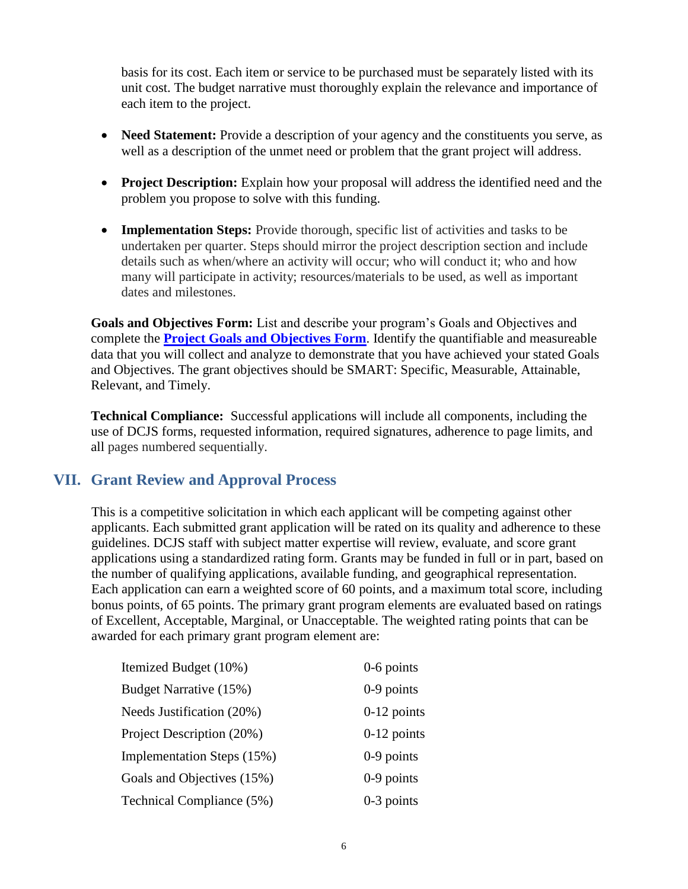basis for its cost. Each item or service to be purchased must be separately listed with its unit cost. The budget narrative must thoroughly explain the relevance and importance of each item to the project.

- **Need Statement:** Provide a description of your agency and the constituents you serve, as well as a description of the unmet need or problem that the grant project will address.
- **Project Description:** Explain how your proposal will address the identified need and the problem you propose to solve with this funding.
- **Implementation Steps:** Provide thorough, specific list of activities and tasks to be undertaken per quarter. Steps should mirror the project description section and include details such as when/where an activity will occur; who will conduct it; who and how many will participate in activity; resources/materials to be used, as well as important dates and milestones.

**Goals and Objectives Form:** List and describe your program's Goals and Objectives and complete the **Project Goals and Objectives Form**. Identify the quantifiable and measureable data that you will collect and analyze to demonstrate that you have achieved your stated Goals and Objectives. The grant objectives should be SMART: Specific, Measurable, Attainable, Relevant, and Timely.

**Technical Compliance:** Successful applications will include all components, including the use of DCJS forms, requested information, required signatures, adherence to page limits, and all pages numbered sequentially.

## VII. Grant Review and Approval Process

This is a competitive solicitation in which each applicant will be competing against other applicants. Each submitted grant application will be rated on its quality and adherence to these guidelines. DCJS staff with subject matter expertise will review, evaluate, and score grant applications using a standardized rating form. Grants may be funded in full or in part, based on the number of qualifying applications, available funding, and geographical representation. Each application can earn a weighted score of 60 points, and a maximum total score, including bonus points, of 65 points. The primary grant program elements are evaluated based on ratings of Excellent, Acceptable, Marginal, or Unacceptable. The weighted rating points that can be awarded for each primary grant program element are:

| Element | Points |
|---|---|
| Itemized Budget (10%) | 0-6 points |
| Budget Narrative (15%) | 0-9 points |
| Needs Justification (20%) | 0-12 points |
| Project Description (20%) | 0-12 points |
| Implementation Steps (15%) | 0-9 points |
| Goals and Objectives (15%) | 0-9 points |
| Technical Compliance (5%) | 0-3 points |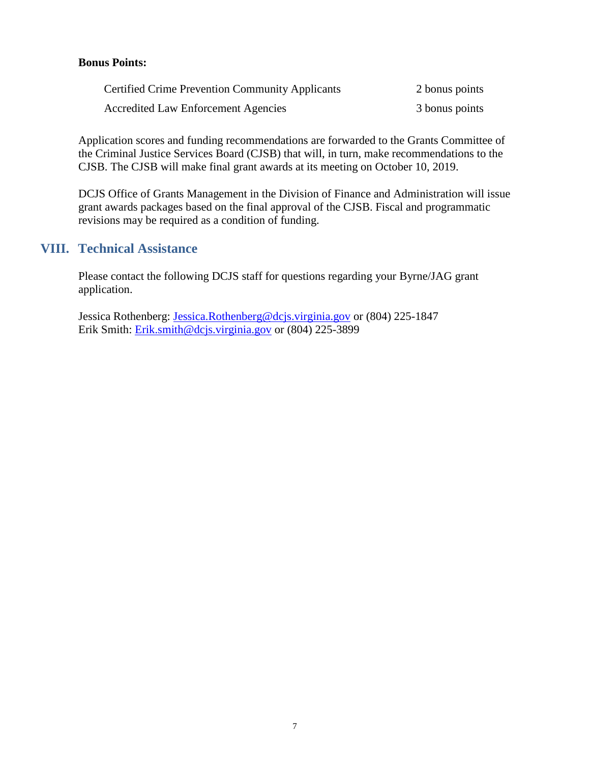**Bonus Points:**

| | |
|---|---|
| Certified Crime Prevention Community Applicants | 2 bonus points |
| Accredited Law Enforcement Agencies | 3 bonus points |

Application scores and funding recommendations are forwarded to the Grants Committee of the Criminal Justice Services Board (CJSB) that will, in turn, make recommendations to the CJSB. The CJSB will make final grant awards at its meeting on October 10, 2019.

DCJS Office of Grants Management in the Division of Finance and Administration will issue grant awards packages based on the final approval of the CJSB. Fiscal and programmatic revisions may be required as a condition of funding.

## VIII. Technical Assistance

Please contact the following DCJS staff for questions regarding your Byrne/JAG grant application.

Jessica Rothenberg: Jessica.Rothenberg@dcjs.virginia.gov or (804) 225-1847
Erik Smith: Erik.smith@dcjs.virginia.gov or (804) 225-3899